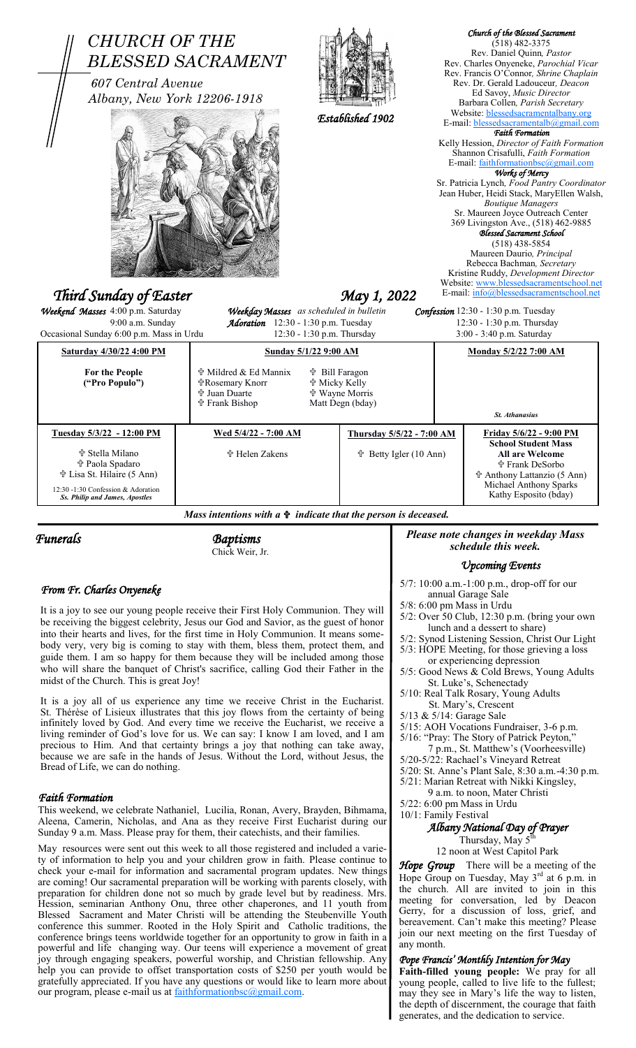# CHURCH OF THE BLESSED SACRAMENT

*607 Central Avenue*
*Albany, New York 12206-1918*

*Established 1902*

***Church of the Blessed Sacrament***
(518) 482-3375
Rev. Daniel Quinn, *Pastor*
Rev. Charles Onyeneke, *Parochial Vicar*
Rev. Francis O'Connor, *Shrine Chaplain*
Rev. Dr. Gerald Ladouceur, *Deacon*
Ed Savoy, *Music Director*
Barbara Collen, *Parish Secretary*
Website: blessedsacramentalbany.org
E-mail: blessedsacramentalb@gmail.com

***Faith Formation***
Kelly Hession, *Director of Faith Formation*
Shannon Crisafulli, *Faith Formation*
E-mail: faithformationbsc@gmail.com

***Works of Mercy***
Sr. Patricia Lynch, *Food Pantry Coordinator*
Jean Huber, Heidi Stack, MaryEllen Walsh, *Boutique Managers*
Sr. Maureen Joyce Outreach Center
369 Livingston Ave., (518) 462-9885

***Blessed Sacrament School***
(518) 438-5854
Maureen Daurio, *Principal*
Rebecca Bachman, *Secretary*
Kristine Ruddy, *Development Director*
Website: www.blessedsacramentschool.net
E-mail: info@blessedsacramentschool.net

## *Third Sunday of Easter* — *May 1, 2022*

***Weekend Masses*** 4:00 p.m. Saturday, 9:00 a.m. Sunday
Occasional Sunday 6:00 p.m. Mass in Urdu

***Weekday Masses*** *as scheduled in bulletin*
***Adoration*** 12:30 - 1:30 p.m. Tuesday, 12:30 - 1:30 p.m. Thursday

***Confession*** 12:30 - 1:30 p.m. Tuesday, 12:30 - 1:30 p.m. Thursday, 3:00 - 3:40 p.m. Saturday

| **Saturday 4/30/22 4:00 PM** | **Sunday 5/1/22 9:00 AM** | **Monday 5/2/22 7:00 AM** |
|---|---|---|
| **For the People ("Pro Populo")** | ✝ Mildred & Ed Mannix, ✝ Rosemary Knorr, ✝ Juan Duarte, ✝ Frank Bishop, ✝ Bill Faragon, ✝ Micky Kelly, ✝ Wayne Morris, Matt Degn (bday) | *St. Athanasius* |

| **Tuesday 5/3/22 - 12:00 PM** | **Wed 5/4/22 - 7:00 AM** | **Thursday 5/5/22 - 7:00 AM** | **Friday 5/6/22 - 9:00 PM** |
|---|---|---|---|
| ✝ Stella Milano, ✝ Paola Spadaro, ✝ Lisa St. Hilaire (5 Ann), 12:30 -1:30 Confession & Adoration, *Ss. Philip and James, Apostles* | ✝ Helen Zakens | ✝ Betty Igler (10 Ann) | **School Student Mass, All are Welcome**, ✝ Frank DeSorbo, ✝ Anthony Lattanzio (5 Ann), Michael Anthony Sparks, Kathy Esposito (bday) |

***Mass intentions with a ✝ indicate that the person is deceased.***

### *Funerals*

### *Baptisms*

Chick Weir, Jr.

### *From Fr. Charles Onyeneke*

It is a joy to see our young people receive their First Holy Communion. They will be receiving the biggest celebrity, Jesus our God and Savior, as the guest of honor into their hearts and lives, for the first time in Holy Communion. It means somebody very, very big is coming to stay with them, bless them, protect them, and guide them. I am so happy for them because they will be included among those who will share the banquet of Christ's sacrifice, calling God their Father in the midst of the Church. This is great Joy!

It is a joy all of us experience any time we receive Christ in the Eucharist. St. Thérèse of Lisieux illustrates that this joy flows from the certainty of being infinitely loved by God. And every time we receive the Eucharist, we receive a living reminder of God's love for us. We can say: I know I am loved, and I am precious to Him. And that certainty brings a joy that nothing can take away, because we are safe in the hands of Jesus. Without the Lord, without Jesus, the Bread of Life, we can do nothing.

### *Faith Formation*

This weekend, we celebrate Nathaniel, Lucilia, Ronan, Avery, Brayden, Bihmama, Aleena, Camerin, Nicholas, and Ana as they receive First Eucharist during our Sunday 9 a.m. Mass. Please pray for them, their catechists, and their families.

May resources were sent out this week to all those registered and included a variety of information to help you and your children grow in faith. Please continue to check your e-mail for information and sacramental program updates. New things are coming! Our sacramental preparation will be working with parents closely, with preparation for children done not so much by grade level but by readiness. Mrs. Hession, seminarian Anthony Onu, three other chaperones, and 11 youth from Blessed Sacrament and Mater Christi will be attending the Steubenville Youth conference this summer. Rooted in the Holy Spirit and Catholic traditions, the conference brings teens worldwide together for an opportunity to grow in faith in a powerful and life changing way. Our teens will experience a movement of great joy through engaging speakers, powerful worship, and Christian fellowship. Any help you can provide to offset transportation costs of $250 per youth would be gratefully appreciated. If you have any questions or would like to learn more about our program, please e-mail us at faithformationbsc@gmail.com.

***Please note changes in weekday Mass schedule this week.***

### *Upcoming Events*

- 5/7: 10:00 a.m.-1:00 p.m., drop-off for our annual Garage Sale
- 5/8: 6:00 pm Mass in Urdu
- 5/2: Over 50 Club, 12:30 p.m. (bring your own lunch and a dessert to share)
- 5/2: Synod Listening Session, Christ Our Light
- 5/3: HOPE Meeting, for those grieving a loss or experiencing depression
- 5/5: Good News & Cold Brews, Young Adults St. Luke's, Schenectady
- 5/10: Real Talk Rosary, Young Adults St. Mary's, Crescent
- 5/13 & 5/14: Garage Sale
- 5/15: AOH Vocations Fundraiser, 3-6 p.m.
- 5/16: "Pray: The Story of Patrick Peyton," 7 p.m., St. Matthew's (Voorheesville)
- 5/20-5/22: Rachael's Vineyard Retreat
- 5/20: St. Anne's Plant Sale, 8:30 a.m.-4:30 p.m.
- 5/21: Marian Retreat with Nikki Kingsley, 9 a.m. to noon, Mater Christi
- 5/22: 6:00 pm Mass in Urdu
- 10/1: Family Festival

### *Albany National Day of Prayer*

Thursday, May 5th
12 noon at West Capitol Park

***Hope Group*** There will be a meeting of the Hope Group on Tuesday, May 3rd at 6 p.m. in the church. All are invited to join in this meeting for conversation, led by Deacon Gerry, for a discussion of loss, grief, and bereavement. Can't make this meeting? Please join our next meeting on the first Tuesday of any month.

### *Pope Francis' Monthly Intention for May*

**Faith-filled young people:** We pray for all young people, called to live life to the fullest; may they see in Mary's life the way to listen, the depth of discernment, the courage that faith generates, and the dedication to service.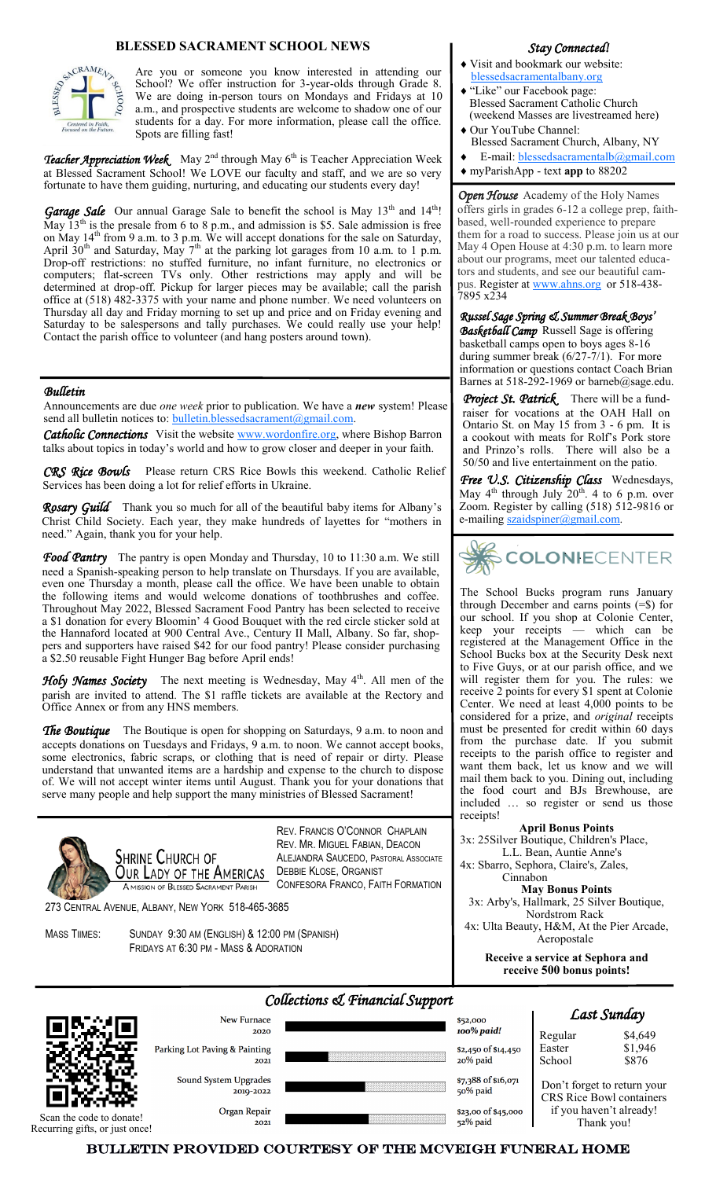## BLESSED SACRAMENT SCHOOL NEWS

Are you or someone you know interested in attending our School? We offer instruction for 3-year-olds through Grade 8. We are doing in-person tours on Mondays and Fridays at 10 a.m., and prospective students are welcome to shadow one of our students for a day. For more information, please call the office. Spots are filling fast!

***Teacher Appreciation Week*** May 2nd through May 6th is Teacher Appreciation Week at Blessed Sacrament School! We LOVE our faculty and staff, and we are so very fortunate to have them guiding, nurturing, and educating our students every day!

***Garage Sale*** Our annual Garage Sale to benefit the school is May 13th and 14th! May 13th is the presale from 6 to 8 p.m., and admission is $5. Sale admission is free on May 14th from 9 a.m. to 3 p.m. We will accept donations for the sale on Saturday, April 30th and Saturday, May 7th at the parking lot garages from 10 a.m. to 1 p.m. Drop-off restrictions: no stuffed furniture, no infant furniture, no electronics or computers; flat-screen TVs only. Other restrictions may apply and will be determined at drop-off. Pickup for larger pieces may be available; call the parish office at (518) 482-3375 with your name and phone number. We need volunteers on Thursday all day and Friday morning to set up and price and on Friday evening and Saturday to be salespersons and tally purchases. We could really use your help! Contact the parish office to volunteer (and hang posters around town).

### *Bulletin*

Announcements are due *one week* prior to publication. We have a ***new*** system! Please send all bulletin notices to: bulletin.blessedsacrament@gmail.com.

***Catholic Connections*** Visit the website www.wordonfire.org, where Bishop Barron talks about topics in today's world and how to grow closer and deeper in your faith.

***CRS Rice Bowls*** Please return CRS Rice Bowls this weekend. Catholic Relief Services has been doing a lot for relief efforts in Ukraine.

***Rosary Guild*** Thank you so much for all of the beautiful baby items for Albany's Christ Child Society. Each year, they make hundreds of layettes for "mothers in need." Again, thank you for your help.

***Food Pantry*** The pantry is open Monday and Thursday, 10 to 11:30 a.m. We still need a Spanish-speaking person to help translate on Thursdays. If you are available, even one Thursday a month, please call the office. We have been unable to obtain the following items and would welcome donations of toothbrushes and coffee. Throughout May 2022, Blessed Sacrament Food Pantry has been selected to receive a $1 donation for every Bloomin' 4 Good Bouquet with the red circle sticker sold at the Hannaford located at 900 Central Ave., Century II Mall, Albany. So far, shoppers and supporters have raised $42 for our food pantry! Please consider purchasing a $2.50 reusable Fight Hunger Bag before April ends!

***Holy Names Society*** The next meeting is Wednesday, May 4th. All men of the parish are invited to attend. The $1 raffle tickets are available at the Rectory and Office Annex or from any HNS members.

***The Boutique*** The Boutique is open for shopping on Saturdays, 9 a.m. to noon and accepts donations on Tuesdays and Fridays, 9 a.m. to noon. We cannot accept books, some electronics, fabric scraps, or clothing that is need of repair or dirty. Please understand that unwanted items are a hardship and expense to the church to dispose of. We will not accept winter items until August. Thank you for your donations that serve many people and help support the many ministries of Blessed Sacrament!

**SHRINE CHURCH OF OUR LADY OF THE AMERICAS**
A MISSION OF BLESSED SACRAMENT PARISH

REV. FRANCIS O'CONNOR CHAPLAIN
REV. MR. MIGUEL FABIAN, DEACON
ALEJANDRA SAUCEDO, PASTORAL ASSOCIATE
DEBBIE KLOSE, ORGANIST
CONFESORA FRANCO, FAITH FORMATION

273 CENTRAL AVENUE, ALBANY, NEW YORK 518-465-3685

MASS TIIMES: SUNDAY 9:30 AM (ENGLISH) & 12:00 PM (SPANISH)
FRIDAYS AT 6:30 PM - MASS & ADORATION

### *Stay Connected!*

- Visit and bookmark our website: blessedsacramentalbany.org
- "Like" our Facebook page: Blessed Sacrament Catholic Church (weekend Masses are livestreamed here)
- Our YouTube Channel: Blessed Sacrament Church, Albany, NY
- E-mail: blessedsacramentalb@gmail.com
- myParishApp - text **app** to 88202

***Open House*** Academy of the Holy Names offers girls in grades 6-12 a college prep, faith-based, well-rounded experience to prepare them for a road to success. Please join us at our May 4 Open House at 4:30 p.m. to learn more about our programs, meet our talented educators and students, and see our beautiful campus. Register at www.ahns.org or 518-438-7895 x234

***Russel Sage Spring & Summer Break Boys' Basketball Camp*** Russell Sage is offering basketball camps open to boys ages 8-16 during summer break (6/27-7/1). For more information or questions contact Coach Brian Barnes at 518-292-1969 or barneb@sage.edu.

***Project St. Patrick*** There will be a fundraiser for vocations at the OAH Hall on Ontario St. on May 15 from 3 - 6 pm. It is a cookout with meats for Rolf's Pork store and Prinzo's rolls. There will also be a 50/50 and live entertainment on the patio.

***Free U.S. Citizenship Class*** Wednesdays, May 4th through July 20th. 4 to 6 p.m. over Zoom. Register by calling (518) 512-9816 or e-mailing szaidspiner@gmail.com.

**COLONIECENTER**

The School Bucks program runs January through December and earns points (=$) for our school. If you shop at Colonie Center, keep your receipts — which can be registered at the Management Office in the School Bucks box at the Security Desk next to Five Guys, or at our parish office, and we will register them for you. The rules: we receive 2 points for every $1 spent at Colonie Center. We need at least 4,000 points to be considered for a prize, and *original* receipts must be presented for credit within 60 days from the purchase date. If you submit receipts to the parish office to register and want them back, let us know and we will mail them back to you. Dining out, including the food court and BJs Brewhouse, are included … so register or send us those receipts!

**April Bonus Points**
3x: 25Silver Boutique, Children's Place, L.L. Bean, Auntie Anne's
4x: Sbarro, Sephora, Claire's, Zales, Cinnabon

**May Bonus Points**
3x: Arby's, Hallmark, 25 Silver Boutique, Nordstrom Rack
4x: Ulta Beauty, H&M, At the Pier Arcade, Aeropostale

**Receive a service at Sephora and receive 500 bonus points!**

### *Collections & Financial Support*

Scan the code to donate!
Recurring gifts, or just once!

New Furnace 2020
$52,000
*100% paid!*

Parking Lot Paving & Painting 2021
$2,450 of $14,450
20% paid

Sound System Upgrades 2019-2022
$7,388 of $16,071
50% paid

Organ Repair 2021
$23,00 of $45,000
52% paid

### *Last Sunday*

| | |
|---|---|
| Regular | $4,649 |
| Easter | $1,946 |
| School | $876 |

Don't forget to return your CRS Rice Bowl containers if you haven't already! Thank you!

**BULLETIN PROVIDED COURTESY OF THE MCVEIGH FUNERAL HOME**